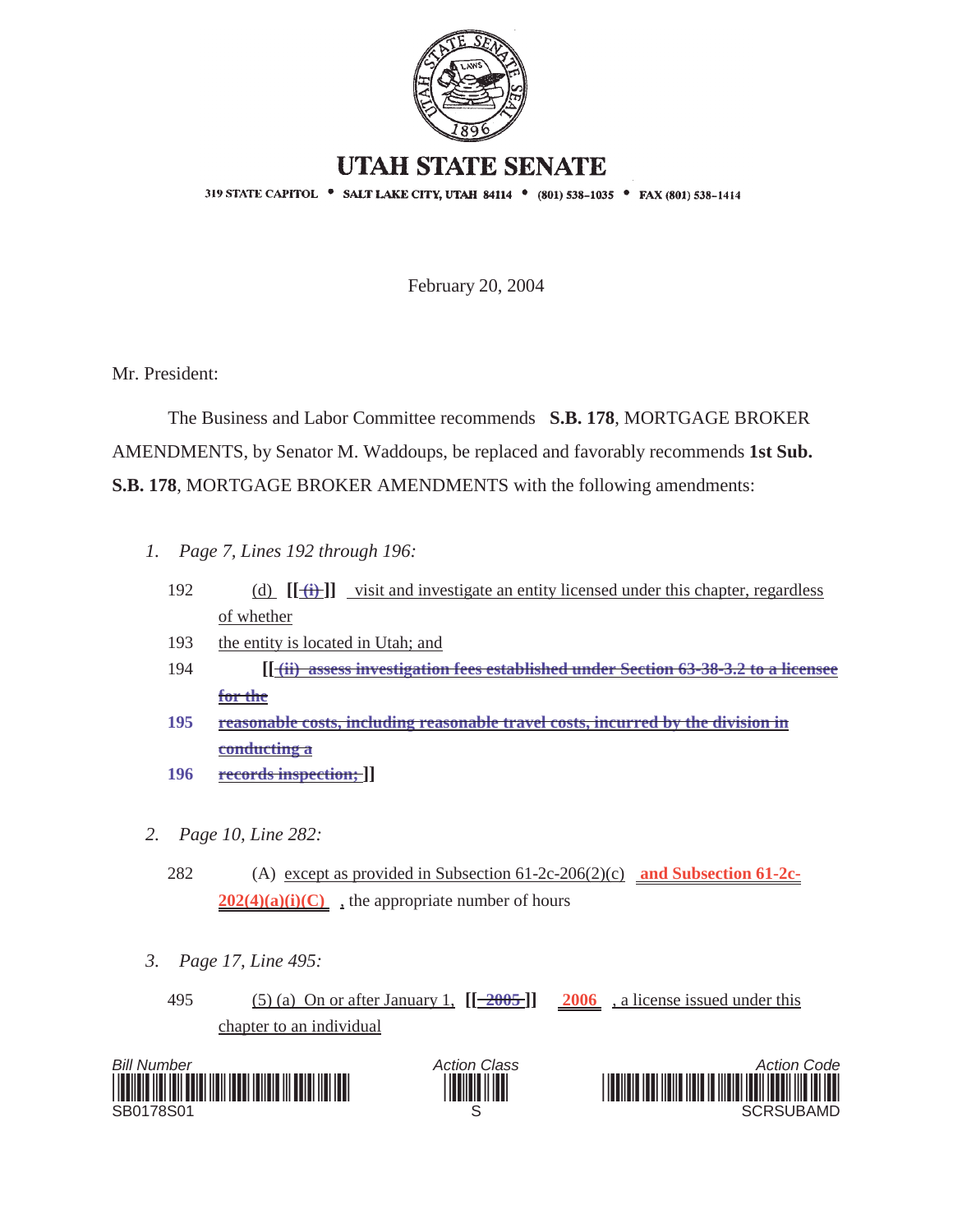# UTAH STATE SENATE

319 STATE CAPITOL • SALT LAKE CITY, UTAH 84114 • (801) 538-1035 • FAX (801) 538-1414

February 20, 2004

Mr. President:

The Business and Labor Committee recommends **S.B. 178**, MORTGAGE BROKER AMENDMENTS, by Senator M. Waddoups, be replaced and favorably recommends **1st Sub. S.B. 178**, MORTGAGE BROKER AMENDMENTS with the following amendments:

1. *Page 7, Lines 192 through 196:*

192 (d) **[[** ~~(i)~~ **]]** visit and investigate an entity licensed under this chapter, regardless of whether

193 the entity is located in Utah; and

194 **[[** ~~(ii) assess investigation fees established under Section 63-38-3.2 to a licensee for the~~

195 ~~reasonable costs, including reasonable travel costs, incurred by the division in conducting a~~

196 ~~records inspection;~~ **]]**

2. *Page 10, Line 282:*

282 (A) except as provided in Subsection 61-2c-206(2)(c) **and Subsection 61-2c-202(4)(a)(i)(C)** , the appropriate number of hours

3. *Page 17, Line 495:*

495 (5) (a) On or after January 1, **[[** ~~2005~~ **]]** **2006** , a license issued under this chapter to an individual

Bill Number: SB0178S01

Action Class: S

Action Code: SCRSUBAMD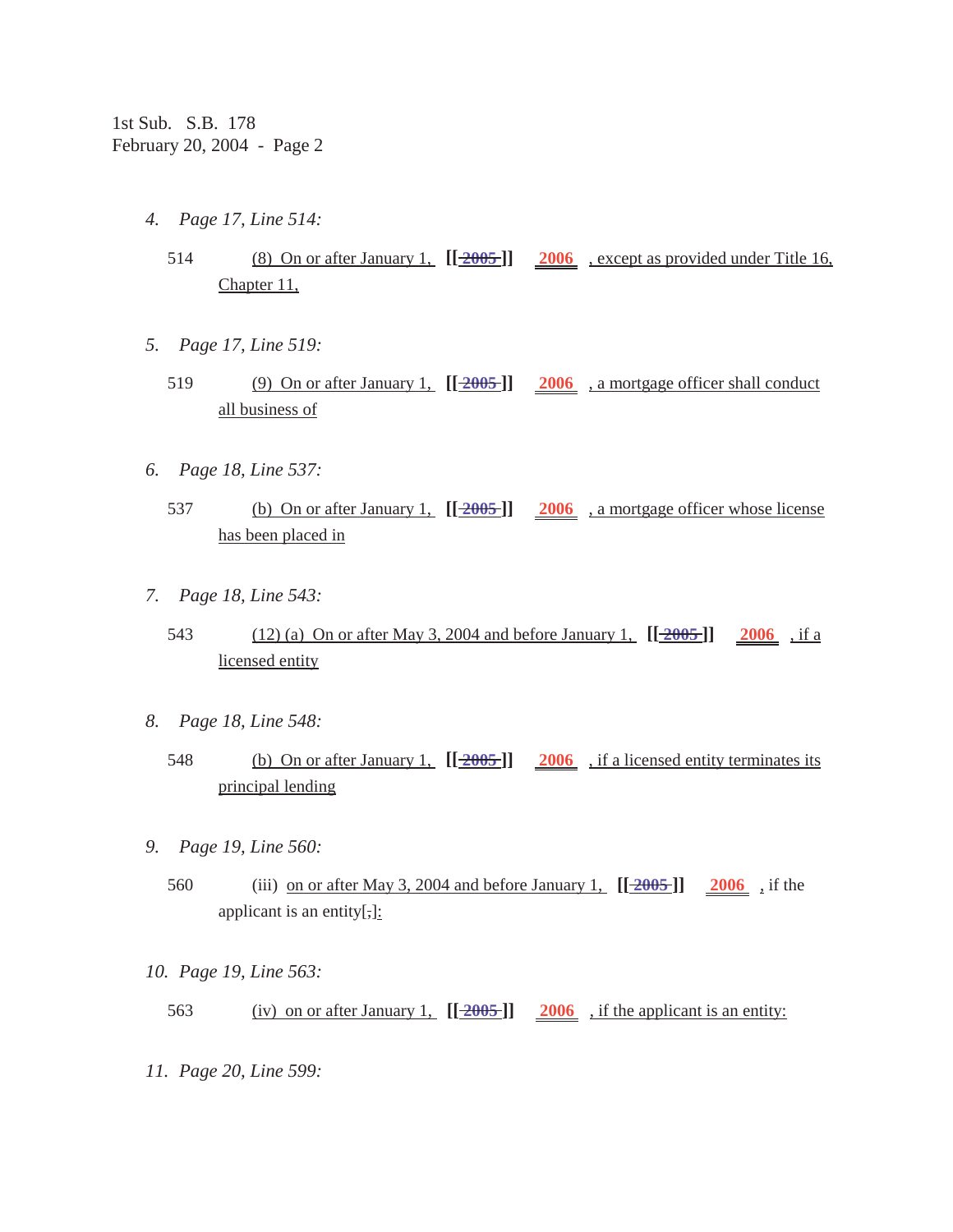4. *Page 17, Line 514:*

   514 (8) On or after January 1, [[ 2005 ]] 2006 , except as provided under Title 16, Chapter 11,

5. *Page 17, Line 519:*

   519 (9) On or after January 1, [[ 2005 ]] 2006 , a mortgage officer shall conduct all business of

6. *Page 18, Line 537:*

   537 (b) On or after January 1, [[ 2005 ]] 2006 , a mortgage officer whose license has been placed in

7. *Page 18, Line 543:*

   543 (12) (a) On or after May 3, 2004 and before January 1, [[ 2005 ]] 2006 , if a licensed entity

8. *Page 18, Line 548:*

   548 (b) On or after January 1, [[ 2005 ]] 2006 , if a licensed entity terminates its principal lending

9. *Page 19, Line 560:*

   560 (iii) on or after May 3, 2004 and before January 1, [[ 2005 ]] 2006 , if the applicant is an entity[;]:

10. *Page 19, Line 563:*

    563 (iv) on or after January 1, [[ 2005 ]] 2006 , if the applicant is an entity:

11. *Page 20, Line 599:*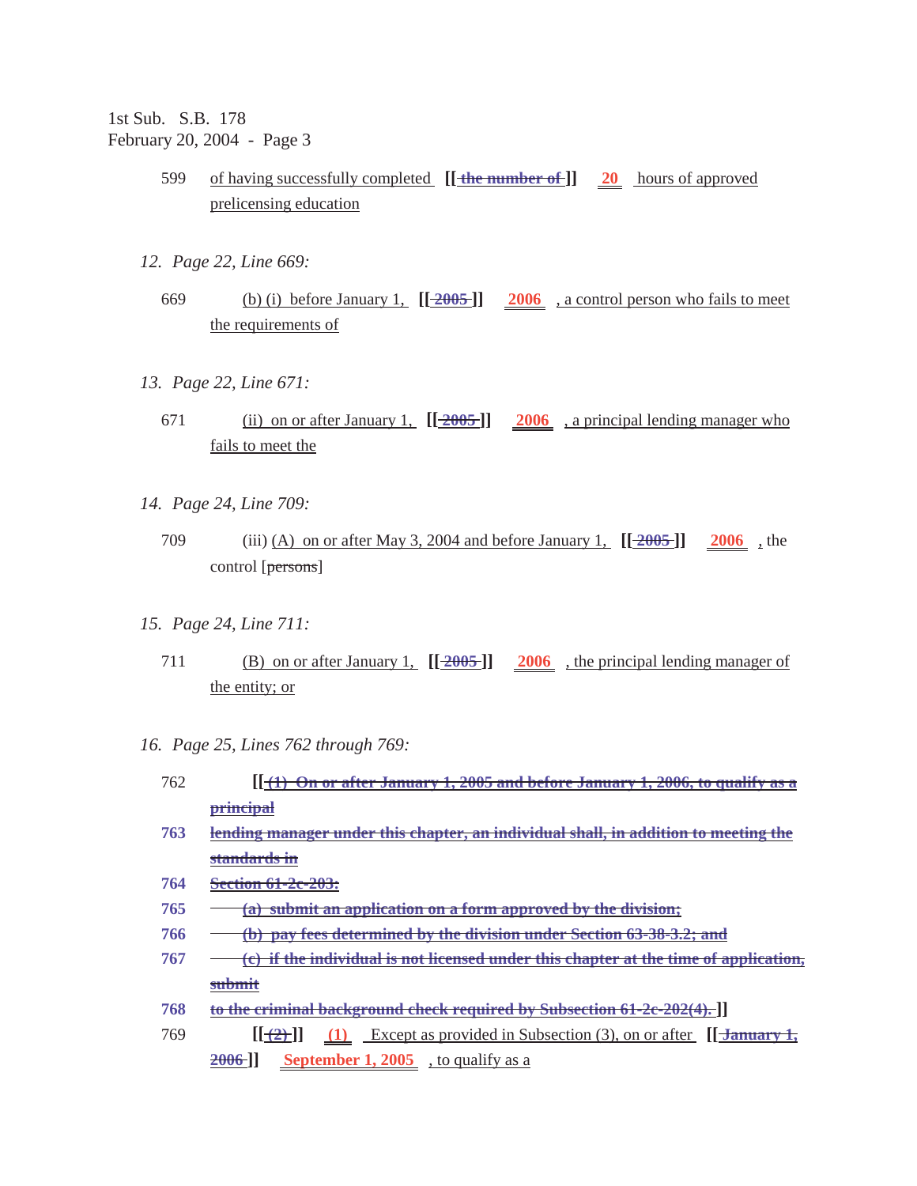599 of having successfully completed [[ the number of ]] 20 hours of approved prelicensing education

*12. Page 22, Line 669:*

669 (b) (i) before January 1, [[ 2005 ]] 2006 , a control person who fails to meet the requirements of

*13. Page 22, Line 671:*

671 (ii) on or after January 1, [[ 2005 ]] 2006 , a principal lending manager who fails to meet the

*14. Page 24, Line 709:*

709 (iii) (A) on or after May 3, 2004 and before January 1, [[ 2005 ]] 2006 , the control [~~persons~~]

*15. Page 24, Line 711:*

711 (B) on or after January 1, [[ 2005 ]] 2006 , the principal lending manager of the entity; or

*16. Page 25, Lines 762 through 769:*

762 [[ ~~(1) On or after January 1, 2005 and before January 1, 2006, to qualify as a principal~~

763 ~~lending manager under this chapter, an individual shall, in addition to meeting the standards in~~

764 ~~Section 61-2c-203:~~

765 ~~(a) submit an application on a form approved by the division;~~

766 ~~(b) pay fees determined by the division under Section 63-38-3.2; and~~

767 ~~(c) if the individual is not licensed under this chapter at the time of application, submit~~

768 ~~to the criminal background check required by Subsection 61-2c-202(4).~~ ]]

769 [[ ~~(2)~~ ]] **(1)** Except as provided in Subsection (3), on or after [[ ~~January 1, 2006~~ ]] **September 1, 2005** , to qualify as a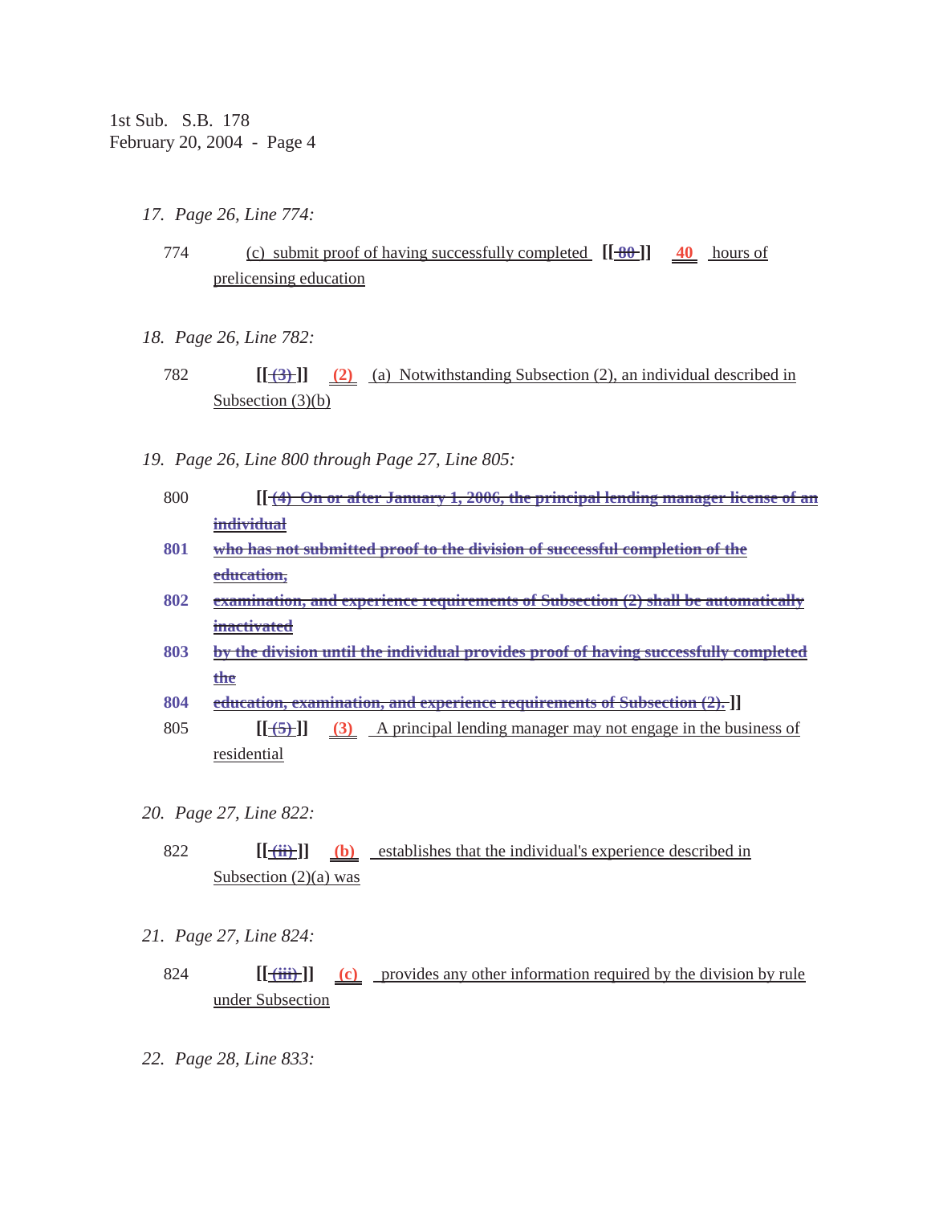1st Sub. S.B. 178
February 20, 2004 - Page 4

*17. Page 26, Line 774:*

774 (c) submit proof of having successfully completed **[[ ~~80~~ ]]** **40** hours of prelicensing education

*18. Page 26, Line 782:*

782 **[[ ~~(3)~~ ]]** **(2)** (a) Notwithstanding Subsection (2), an individual described in Subsection (3)(b)

*19. Page 26, Line 800 through Page 27, Line 805:*

800 **[[** ~~(4) On or after January 1, 2006, the principal lending manager license of an individual~~

801 ~~who has not submitted proof to the division of successful completion of the education,~~

802 ~~examination, and experience requirements of Subsection (2) shall be automatically inactivated~~

803 ~~by the division until the individual provides proof of having successfully completed the~~

804 ~~education, examination, and experience requirements of Subsection (2).~~ **]]**

805 **[[ ~~(5)~~ ]]** **(3)** A principal lending manager may not engage in the business of residential

*20. Page 27, Line 822:*

822 **[[ ~~(ii)~~ ]]** **(b)** establishes that the individual's experience described in Subsection (2)(a) was

*21. Page 27, Line 824:*

824 **[[ ~~(iii)~~ ]]** **(c)** provides any other information required by the division by rule under Subsection

*22. Page 28, Line 833:*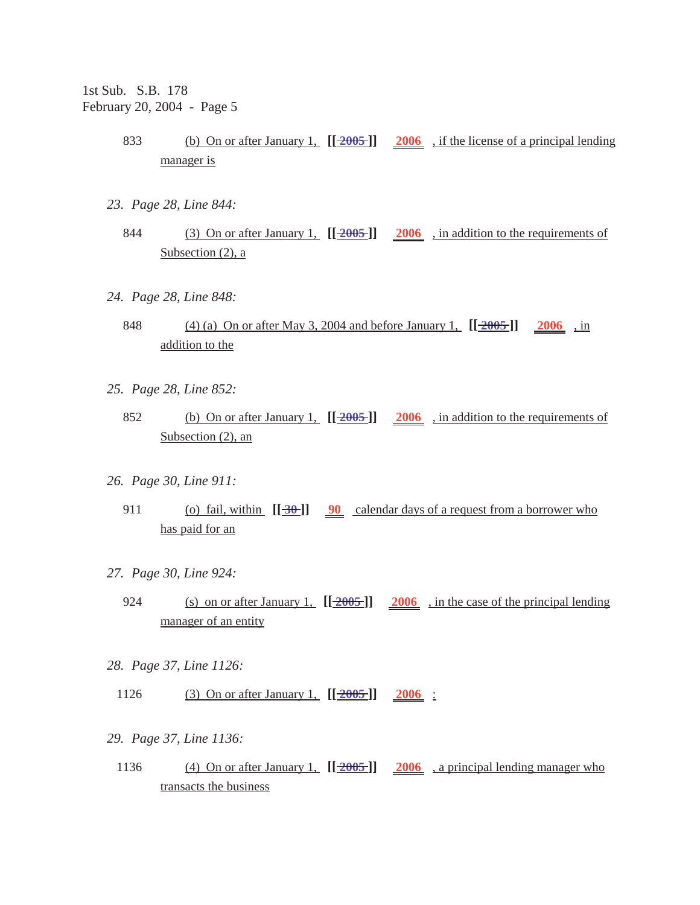833 (b) On or after January 1, [[ 2005 ]] 2006 , if the license of a principal lending manager is

*23. Page 28, Line 844:*

844 (3) On or after January 1, [[ 2005 ]] 2006 , in addition to the requirements of Subsection (2), a

*24. Page 28, Line 848:*

848 (4) (a) On or after May 3, 2004 and before January 1, [[ 2005 ]] 2006 , in addition to the

*25. Page 28, Line 852:*

852 (b) On or after January 1, [[ 2005 ]] 2006 , in addition to the requirements of Subsection (2), an

*26. Page 30, Line 911:*

911 (o) fail, within [[ 30 ]] 90 calendar days of a request from a borrower who has paid for an

*27. Page 30, Line 924:*

924 (s) on or after January 1, [[ 2005 ]] 2006 , in the case of the principal lending manager of an entity

*28. Page 37, Line 1126:*

1126 (3) On or after January 1, [[ 2005 ]] 2006 :

*29. Page 37, Line 1136:*

1136 (4) On or after January 1, [[ 2005 ]] 2006 , a principal lending manager who transacts the business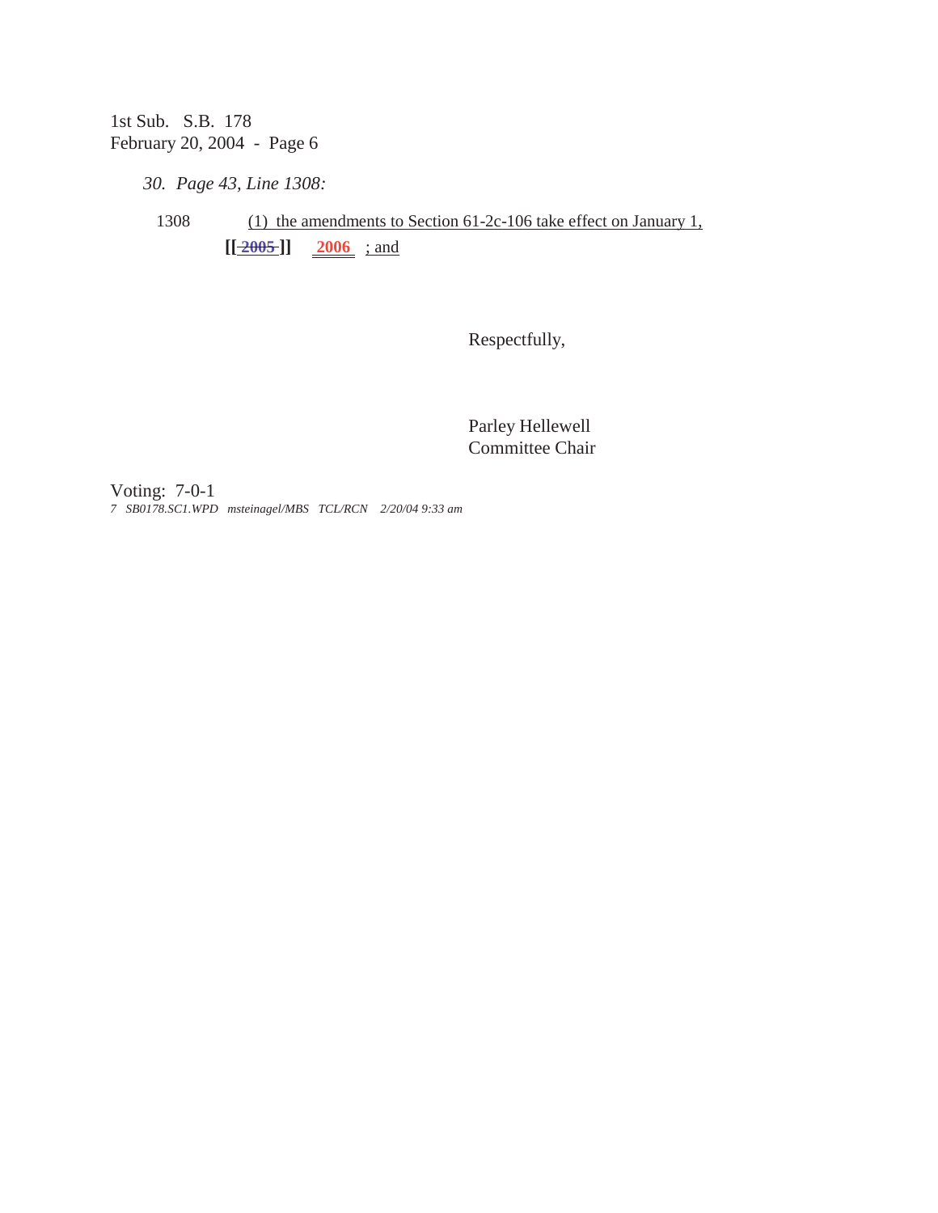*30. Page 43, Line 1308:*

1308 (1) the amendments to Section 61-2c-106 take effect on January 1, **[[ ~~2005~~ ]]** **2006** ; and

Respectfully,

Parley Hellewell
Committee Chair

Voting: 7-0-1

*7 SB0178.SC1.WPD msteinagel/MBS TCL/RCN 2/20/04 9:33 am*